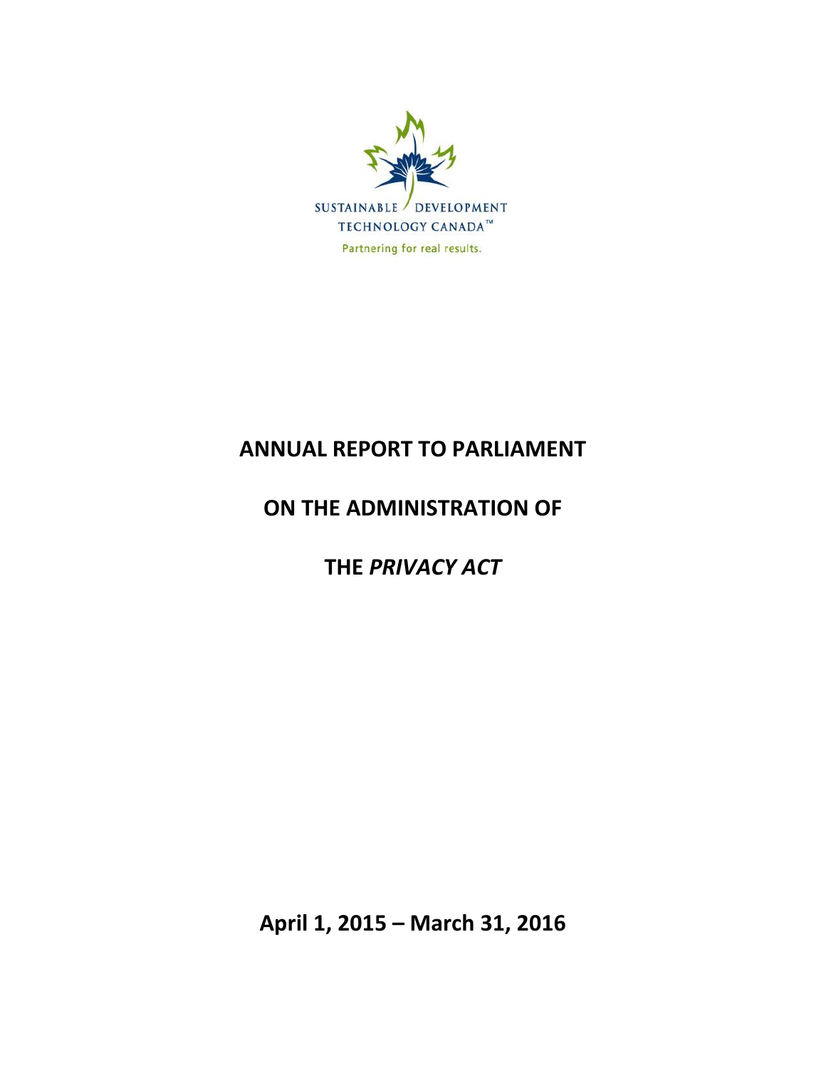SUSTAINABLE DEVELOPMENT TECHNOLOGY CANADA™

Partnering for real results.

# ANNUAL REPORT TO PARLIAMENT

# ON THE ADMINISTRATION OF

# THE *PRIVACY ACT*

**April 1, 2015 – March 31, 2016**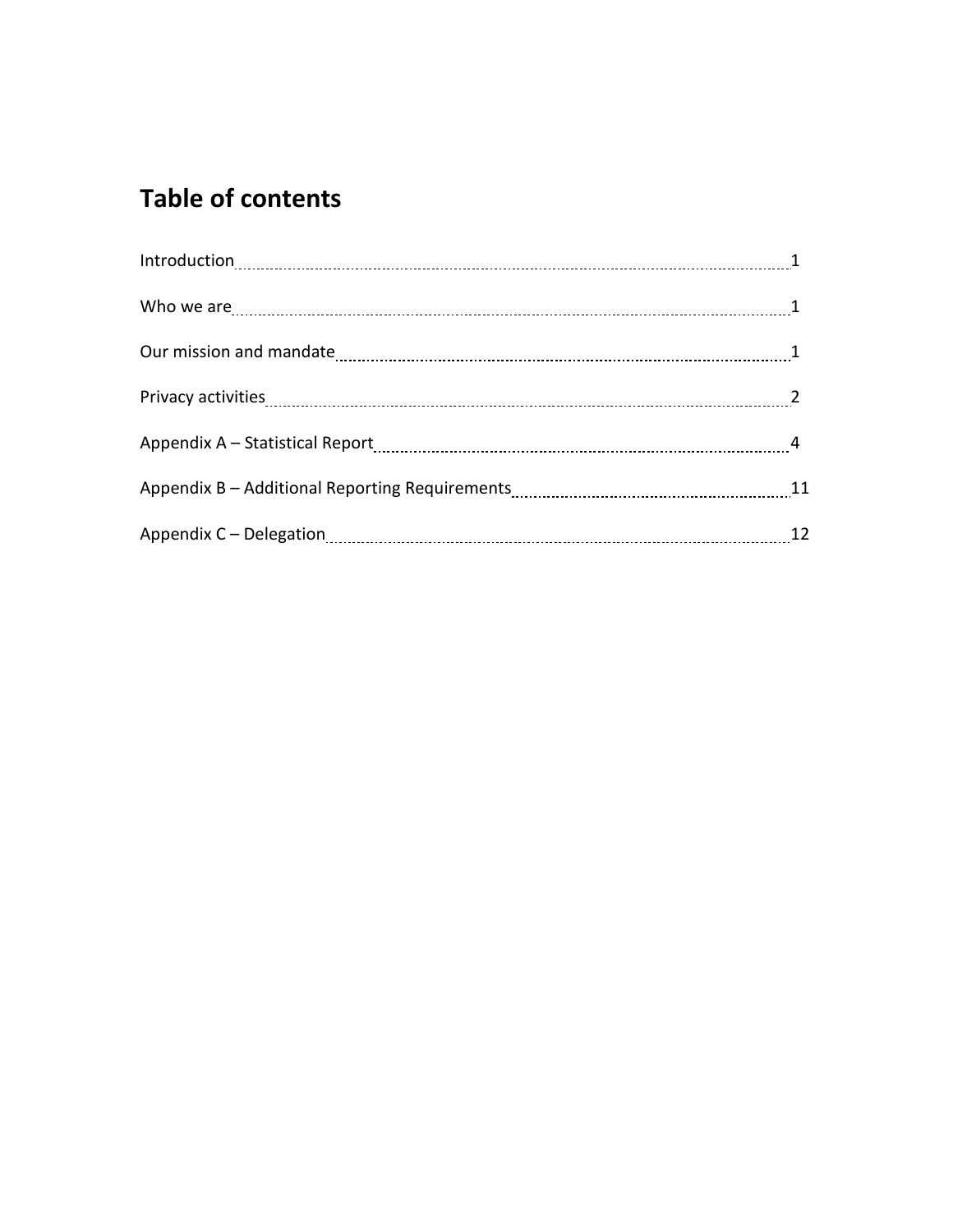# Table of contents

Introduction 1

Who we are 1

Our mission and mandate 1

Privacy activities 2

Appendix A – Statistical Report 4

Appendix B – Additional Reporting Requirements 11

Appendix C – Delegation 12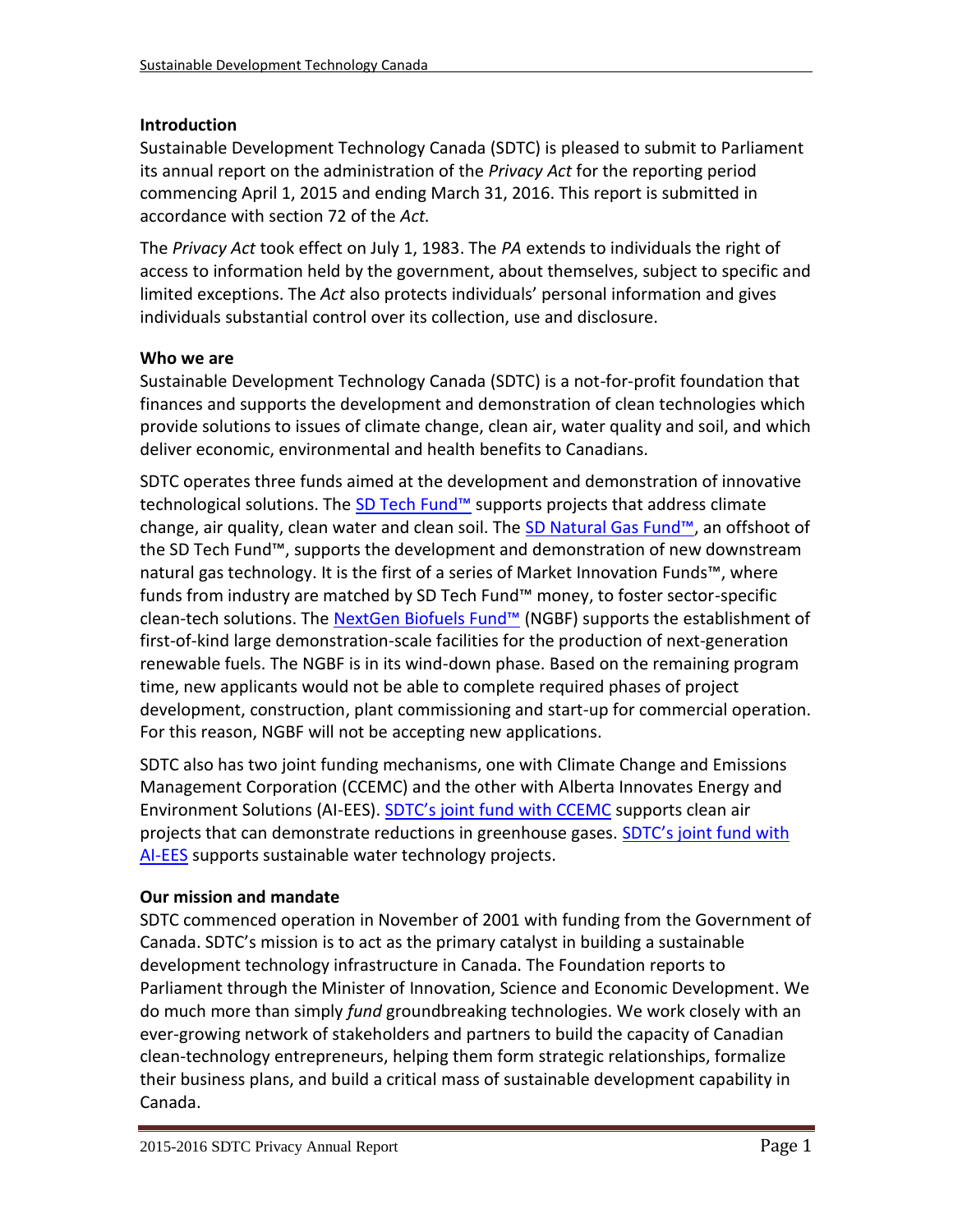**Introduction**

Sustainable Development Technology Canada (SDTC) is pleased to submit to Parliament its annual report on the administration of the *Privacy Act* for the reporting period commencing April 1, 2015 and ending March 31, 2016. This report is submitted in accordance with section 72 of the *Act.*

The *Privacy Act* took effect on July 1, 1983. The *PA* extends to individuals the right of access to information held by the government, about themselves, subject to specific and limited exceptions. The *Act* also protects individuals' personal information and gives individuals substantial control over its collection, use and disclosure.

**Who we are**

Sustainable Development Technology Canada (SDTC) is a not-for-profit foundation that finances and supports the development and demonstration of clean technologies which provide solutions to issues of climate change, clean air, water quality and soil, and which deliver economic, environmental and health benefits to Canadians.

SDTC operates three funds aimed at the development and demonstration of innovative technological solutions. The SD Tech Fund™ supports projects that address climate change, air quality, clean water and clean soil. The SD Natural Gas Fund™, an offshoot of the SD Tech Fund™, supports the development and demonstration of new downstream natural gas technology. It is the first of a series of Market Innovation Funds™, where funds from industry are matched by SD Tech Fund™ money, to foster sector-specific clean-tech solutions. The NextGen Biofuels Fund™ (NGBF) supports the establishment of first-of-kind large demonstration-scale facilities for the production of next-generation renewable fuels. The NGBF is in its wind-down phase. Based on the remaining program time, new applicants would not be able to complete required phases of project development, construction, plant commissioning and start-up for commercial operation. For this reason, NGBF will not be accepting new applications.

SDTC also has two joint funding mechanisms, one with Climate Change and Emissions Management Corporation (CCEMC) and the other with Alberta Innovates Energy and Environment Solutions (AI-EES). SDTC's joint fund with CCEMC supports clean air projects that can demonstrate reductions in greenhouse gases. SDTC's joint fund with AI-EES supports sustainable water technology projects.

**Our mission and mandate**

SDTC commenced operation in November of 2001 with funding from the Government of Canada. SDTC's mission is to act as the primary catalyst in building a sustainable development technology infrastructure in Canada. The Foundation reports to Parliament through the Minister of Innovation, Science and Economic Development. We do much more than simply *fund* groundbreaking technologies. We work closely with an ever-growing network of stakeholders and partners to build the capacity of Canadian clean-technology entrepreneurs, helping them form strategic relationships, formalize their business plans, and build a critical mass of sustainable development capability in Canada.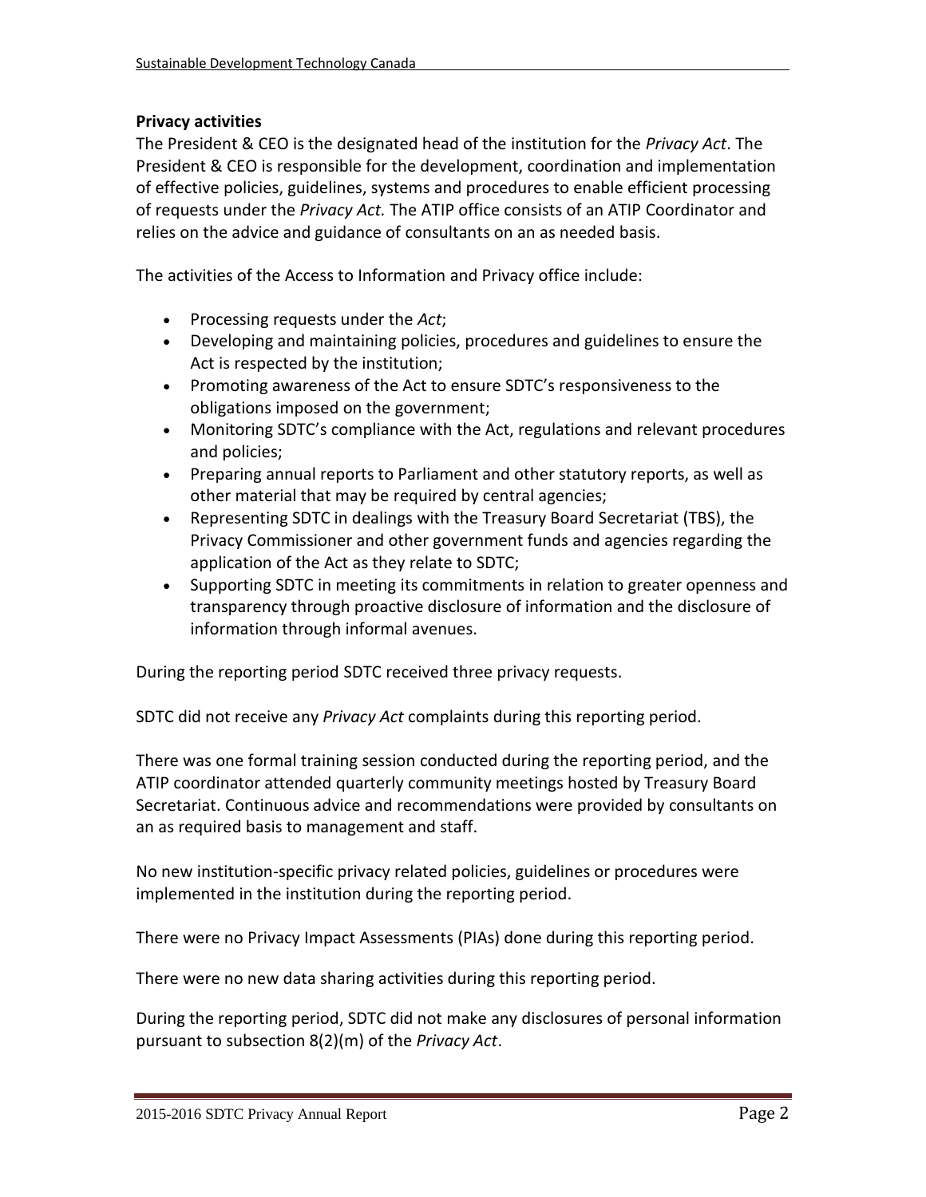**Privacy activities**

The President & CEO is the designated head of the institution for the *Privacy Act*. The President & CEO is responsible for the development, coordination and implementation of effective policies, guidelines, systems and procedures to enable efficient processing of requests under the *Privacy Act.* The ATIP office consists of an ATIP Coordinator and relies on the advice and guidance of consultants on an as needed basis.

The activities of the Access to Information and Privacy office include:

- Processing requests under the *Act*;
- Developing and maintaining policies, procedures and guidelines to ensure the Act is respected by the institution;
- Promoting awareness of the Act to ensure SDTC's responsiveness to the obligations imposed on the government;
- Monitoring SDTC's compliance with the Act, regulations and relevant procedures and policies;
- Preparing annual reports to Parliament and other statutory reports, as well as other material that may be required by central agencies;
- Representing SDTC in dealings with the Treasury Board Secretariat (TBS), the Privacy Commissioner and other government funds and agencies regarding the application of the Act as they relate to SDTC;
- Supporting SDTC in meeting its commitments in relation to greater openness and transparency through proactive disclosure of information and the disclosure of information through informal avenues.

During the reporting period SDTC received three privacy requests.

SDTC did not receive any *Privacy Act* complaints during this reporting period.

There was one formal training session conducted during the reporting period, and the ATIP coordinator attended quarterly community meetings hosted by Treasury Board Secretariat. Continuous advice and recommendations were provided by consultants on an as required basis to management and staff.

No new institution-specific privacy related policies, guidelines or procedures were implemented in the institution during the reporting period.

There were no Privacy Impact Assessments (PIAs) done during this reporting period.

There were no new data sharing activities during this reporting period.

During the reporting period, SDTC did not make any disclosures of personal information pursuant to subsection 8(2)(m) of the *Privacy Act*.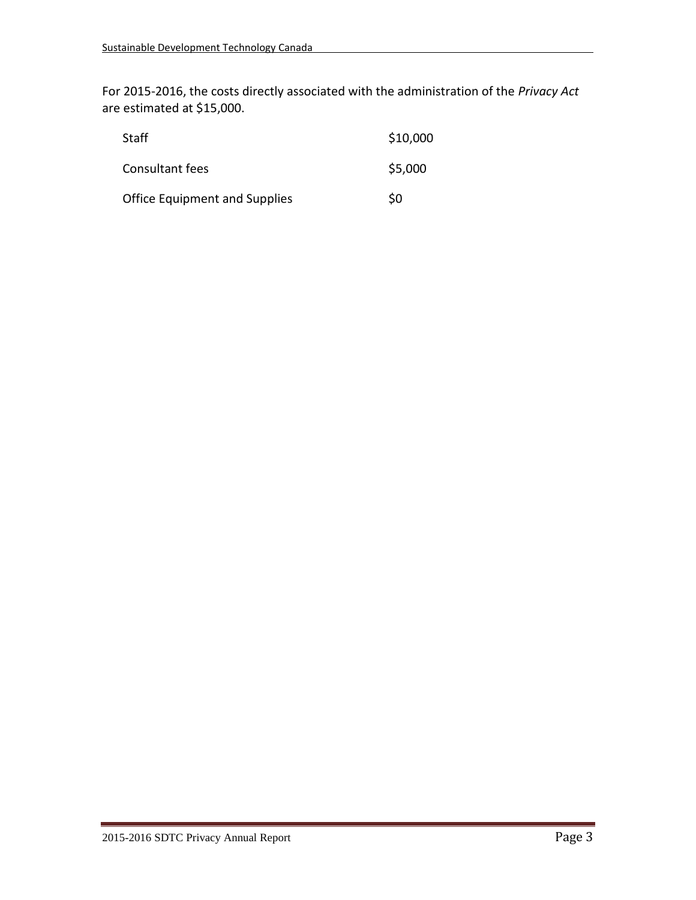For 2015-2016, the costs directly associated with the administration of the *Privacy Act* are estimated at $15,000.

| | |
|---|---|
| Staff | $10,000 |
| Consultant fees | $5,000 |
| Office Equipment and Supplies | $0 |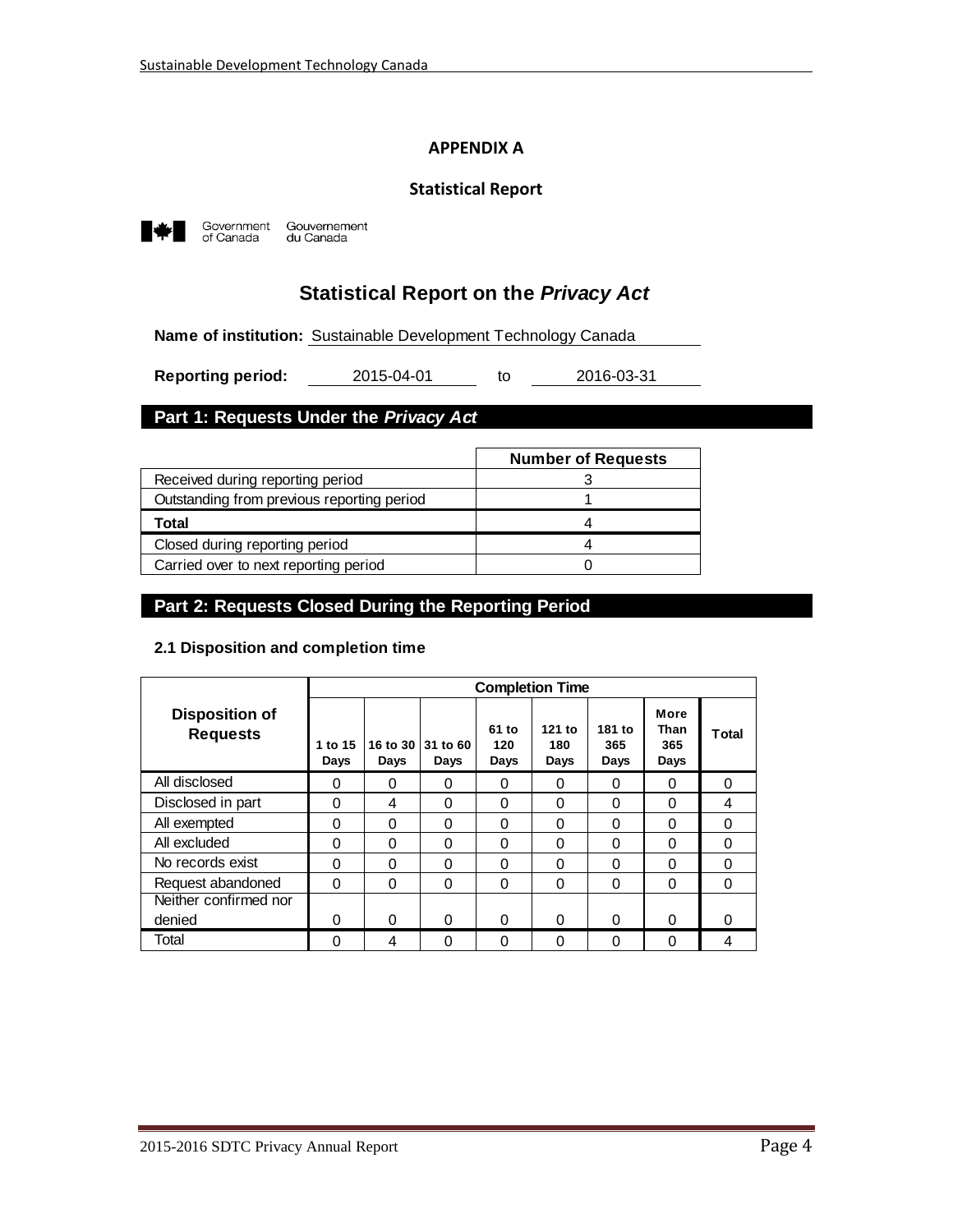## APPENDIX A

### Statistical Report

Government of Canada Gouvernement du Canada

# Statistical Report on the *Privacy Act*

**Name of institution:** Sustainable Development Technology Canada

**Reporting period:** 2015-04-01 to 2016-03-31

## Part 1: Requests Under the *Privacy Act*

| | Number of Requests |
|---|---|
| Received during reporting period | 3 |
| Outstanding from previous reporting period | 1 |
| **Total** | 4 |
| Closed during reporting period | 4 |
| Carried over to next reporting period | 0 |

## Part 2: Requests Closed During the Reporting Period

### 2.1 Disposition and completion time

| Disposition of Requests | Completion Time | | | | | | | |
|---|---|---|---|---|---|---|---|---|
| | 1 to 15 Days | 16 to 30 Days | 31 to 60 Days | 61 to 120 Days | 121 to 180 Days | 181 to 365 Days | More Than 365 Days | Total |
| All disclosed | 0 | 0 | 0 | 0 | 0 | 0 | 0 | 0 |
| Disclosed in part | 0 | 4 | 0 | 0 | 0 | 0 | 0 | 4 |
| All exempted | 0 | 0 | 0 | 0 | 0 | 0 | 0 | 0 |
| All excluded | 0 | 0 | 0 | 0 | 0 | 0 | 0 | 0 |
| No records exist | 0 | 0 | 0 | 0 | 0 | 0 | 0 | 0 |
| Request abandoned | 0 | 0 | 0 | 0 | 0 | 0 | 0 | 0 |
| Neither confirmed nor denied | 0 | 0 | 0 | 0 | 0 | 0 | 0 | 0 |
| Total | 0 | 4 | 0 | 0 | 0 | 0 | 0 | 4 |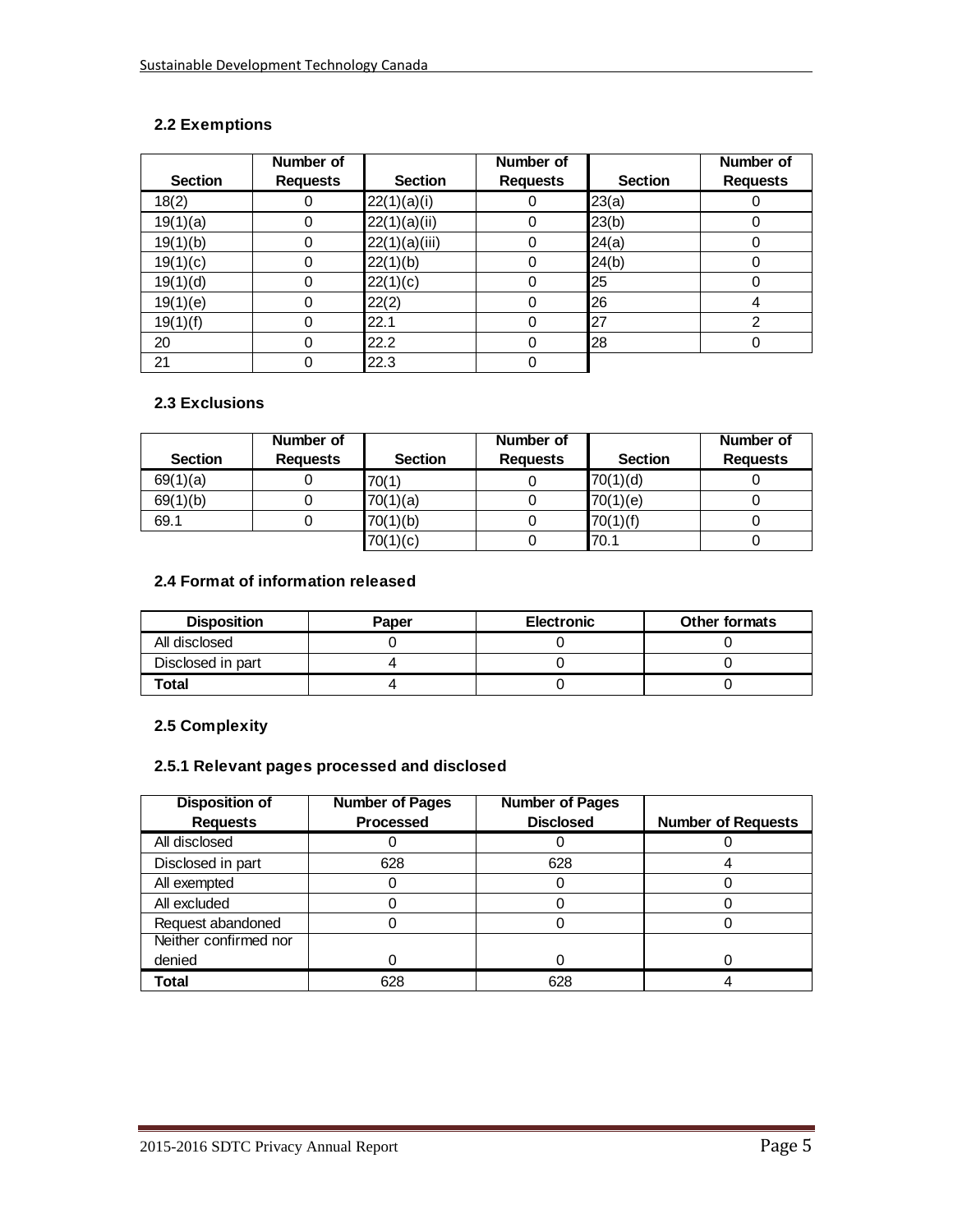## 2.2 Exemptions

| Section | Number of Requests | Section | Number of Requests | Section | Number of Requests |
|---|---|---|---|---|---|
| 18(2) | 0 | 22(1)(a)(i) | 0 | 23(a) | 0 |
| 19(1)(a) | 0 | 22(1)(a)(ii) | 0 | 23(b) | 0 |
| 19(1)(b) | 0 | 22(1)(a)(iii) | 0 | 24(a) | 0 |
| 19(1)(c) | 0 | 22(1)(b) | 0 | 24(b) | 0 |
| 19(1)(d) | 0 | 22(1)(c) | 0 | 25 | 0 |
| 19(1)(e) | 0 | 22(2) | 0 | 26 | 4 |
| 19(1)(f) | 0 | 22.1 | 0 | 27 | 2 |
| 20 | 0 | 22.2 | 0 | 28 | 0 |
| 21 | 0 | 22.3 | 0 | | |

## 2.3 Exclusions

| Section | Number of Requests | Section | Number of Requests | Section | Number of Requests |
|---|---|---|---|---|---|
| 69(1)(a) | 0 | 70(1) | 0 | 70(1)(d) | 0 |
| 69(1)(b) | 0 | 70(1)(a) | 0 | 70(1)(e) | 0 |
| 69.1 | 0 | 70(1)(b) | 0 | 70(1)(f) | 0 |
| | | 70(1)(c) | 0 | 70.1 | 0 |

## 2.4 Format of information released

| Disposition | Paper | Electronic | Other formats |
|---|---|---|---|
| All disclosed | 0 | 0 | 0 |
| Disclosed in part | 4 | 0 | 0 |
| **Total** | 4 | 0 | 0 |

## 2.5 Complexity

### 2.5.1 Relevant pages processed and disclosed

| Disposition of Requests | Number of Pages Processed | Number of Pages Disclosed | Number of Requests |
|---|---|---|---|
| All disclosed | 0 | 0 | 0 |
| Disclosed in part | 628 | 628 | 4 |
| All exempted | 0 | 0 | 0 |
| All excluded | 0 | 0 | 0 |
| Request abandoned | 0 | 0 | 0 |
| Neither confirmed nor denied | 0 | 0 | 0 |
| **Total** | 628 | 628 | 4 |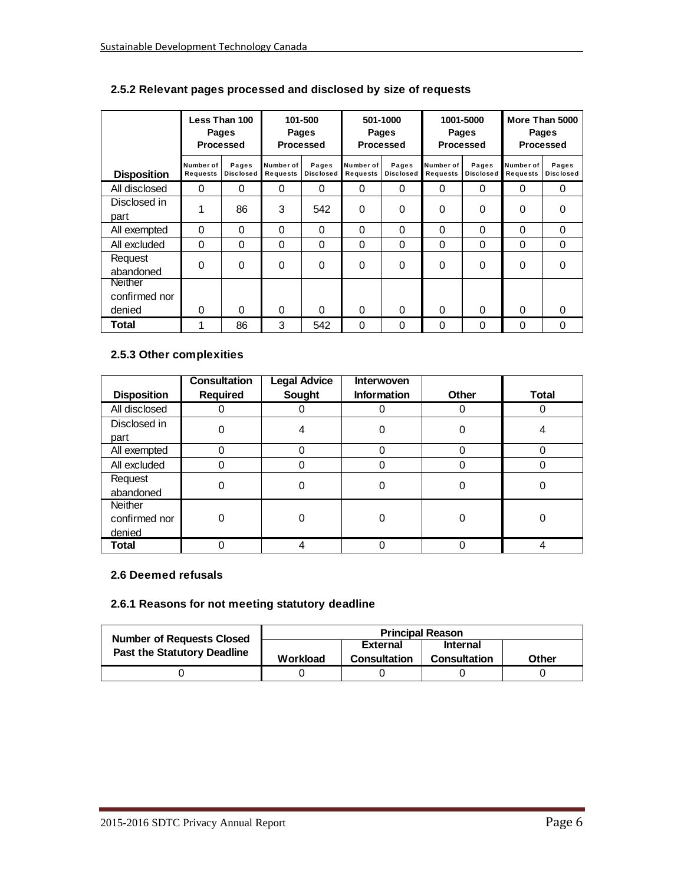### 2.5.2 Relevant pages processed and disclosed by size of requests

| Disposition | Less Than 100 Pages Processed | | 101-500 Pages Processed | | 501-1000 Pages Processed | | 1001-5000 Pages Processed | | More Than 5000 Pages Processed | |
|---|---|---|---|---|---|---|---|---|---|---|
| | Number of Requests | Pages Disclosed | Number of Requests | Pages Disclosed | Number of Requests | Pages Disclosed | Number of Requests | Pages Disclosed | Number of Requests | Pages Disclosed |
| All disclosed | 0 | 0 | 0 | 0 | 0 | 0 | 0 | 0 | 0 | 0 |
| Disclosed in part | 1 | 86 | 3 | 542 | 0 | 0 | 0 | 0 | 0 | 0 |
| All exempted | 0 | 0 | 0 | 0 | 0 | 0 | 0 | 0 | 0 | 0 |
| All excluded | 0 | 0 | 0 | 0 | 0 | 0 | 0 | 0 | 0 | 0 |
| Request abandoned | 0 | 0 | 0 | 0 | 0 | 0 | 0 | 0 | 0 | 0 |
| Neither confirmed nor denied | 0 | 0 | 0 | 0 | 0 | 0 | 0 | 0 | 0 | 0 |
| **Total** | 1 | 86 | 3 | 542 | 0 | 0 | 0 | 0 | 0 | 0 |

### 2.5.3 Other complexities

| Disposition | Consultation Required | Legal Advice Sought | Interwoven Information | Other | Total |
|---|---|---|---|---|---|
| All disclosed | 0 | 0 | 0 | 0 | 0 |
| Disclosed in part | 0 | 4 | 0 | 0 | 4 |
| All exempted | 0 | 0 | 0 | 0 | 0 |
| All excluded | 0 | 0 | 0 | 0 | 0 |
| Request abandoned | 0 | 0 | 0 | 0 | 0 |
| Neither confirmed nor denied | 0 | 0 | 0 | 0 | 0 |
| **Total** | 0 | 4 | 0 | 0 | 4 |

### 2.6 Deemed refusals

### 2.6.1 Reasons for not meeting statutory deadline

| Number of Requests Closed Past the Statutory Deadline | Principal Reason | | | |
|---|---|---|---|---|
| | Workload | External Consultation | Internal Consultation | Other |
| 0 | 0 | 0 | 0 | 0 |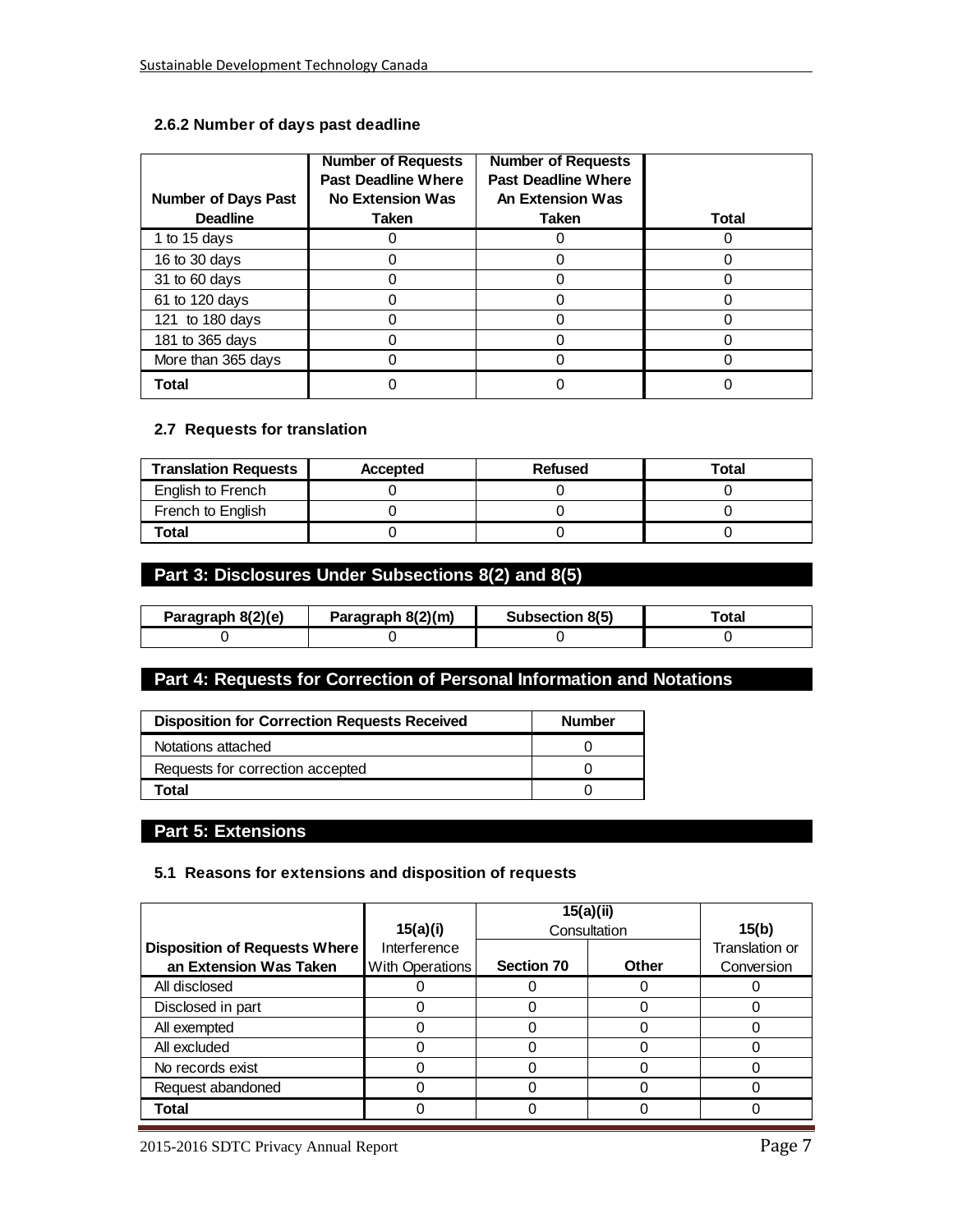### 2.6.2 Number of days past deadline

| Number of Days Past Deadline | Number of Requests Past Deadline Where No Extension Was Taken | Number of Requests Past Deadline Where An Extension Was Taken | Total |
|---|---|---|---|
| 1 to 15 days | 0 | 0 | 0 |
| 16 to 30 days | 0 | 0 | 0 |
| 31 to 60 days | 0 | 0 | 0 |
| 61 to 120 days | 0 | 0 | 0 |
| 121 to 180 days | 0 | 0 | 0 |
| 181 to 365 days | 0 | 0 | 0 |
| More than 365 days | 0 | 0 | 0 |
| **Total** | 0 | 0 | 0 |

### 2.7 Requests for translation

| Translation Requests | Accepted | Refused | Total |
|---|---|---|---|
| English to French | 0 | 0 | 0 |
| French to English | 0 | 0 | 0 |
| **Total** | 0 | 0 | 0 |

## Part 3: Disclosures Under Subsections 8(2) and 8(5)

| Paragraph 8(2)(e) | Paragraph 8(2)(m) | Subsection 8(5) | Total |
|---|---|---|---|
| 0 | 0 | 0 | 0 |

## Part 4: Requests for Correction of Personal Information and Notations

| Disposition for Correction Requests Received | Number |
|---|---|
| Notations attached | 0 |
| Requests for correction accepted | 0 |
| **Total** | 0 |

## Part 5: Extensions

### 5.1 Reasons for extensions and disposition of requests

| Disposition of Requests Where an Extension Was Taken | 15(a)(i) Interference With Operations | 15(a)(ii) Consultation | | 15(b) Translation or Conversion |
|---|---|---|---|---|
| | | Section 70 | Other | |
| All disclosed | 0 | 0 | 0 | 0 |
| Disclosed in part | 0 | 0 | 0 | 0 |
| All exempted | 0 | 0 | 0 | 0 |
| All excluded | 0 | 0 | 0 | 0 |
| No records exist | 0 | 0 | 0 | 0 |
| Request abandoned | 0 | 0 | 0 | 0 |
| **Total** | 0 | 0 | 0 | 0 |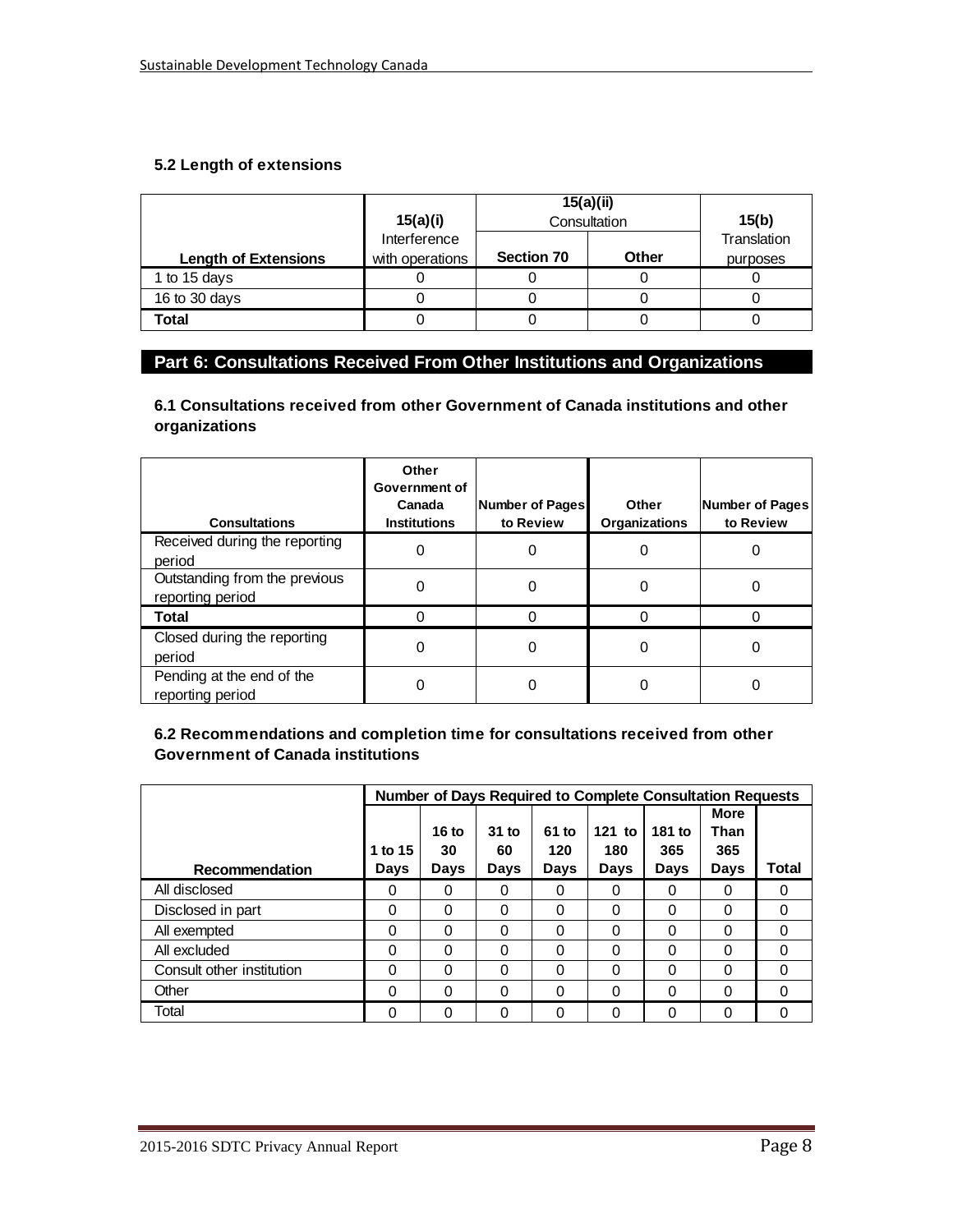### 5.2 Length of extensions

| Length of Extensions | 15(a)(i) Interference with operations | 15(a)(ii) Consultation | | 15(b) Translation purposes |
|---|---|---|---|---|
| | | Section 70 | Other | |
| 1 to 15 days | 0 | 0 | 0 | 0 |
| 16 to 30 days | 0 | 0 | 0 | 0 |
| **Total** | 0 | 0 | 0 | 0 |

## Part 6: Consultations Received From Other Institutions and Organizations

### 6.1 Consultations received from other Government of Canada institutions and other organizations

| Consultations | Other Government of Canada Institutions | Number of Pages to Review | Other Organizations | Number of Pages to Review |
|---|---|---|---|---|
| Received during the reporting period | 0 | 0 | 0 | 0 |
| Outstanding from the previous reporting period | 0 | 0 | 0 | 0 |
| **Total** | 0 | 0 | 0 | 0 |
| Closed during the reporting period | 0 | 0 | 0 | 0 |
| Pending at the end of the reporting period | 0 | 0 | 0 | 0 |

### 6.2 Recommendations and completion time for consultations received from other Government of Canada institutions

| Recommendation | Number of Days Required to Complete Consultation Requests | | | | | | | |
|---|---|---|---|---|---|---|---|---|
| | 1 to 15 Days | 16 to 30 Days | 31 to 60 Days | 61 to 120 Days | 121 to 180 Days | 181 to 365 Days | More Than 365 Days | Total |
| All disclosed | 0 | 0 | 0 | 0 | 0 | 0 | 0 | 0 |
| Disclosed in part | 0 | 0 | 0 | 0 | 0 | 0 | 0 | 0 |
| All exempted | 0 | 0 | 0 | 0 | 0 | 0 | 0 | 0 |
| All excluded | 0 | 0 | 0 | 0 | 0 | 0 | 0 | 0 |
| Consult other institution | 0 | 0 | 0 | 0 | 0 | 0 | 0 | 0 |
| Other | 0 | 0 | 0 | 0 | 0 | 0 | 0 | 0 |
| Total | 0 | 0 | 0 | 0 | 0 | 0 | 0 | 0 |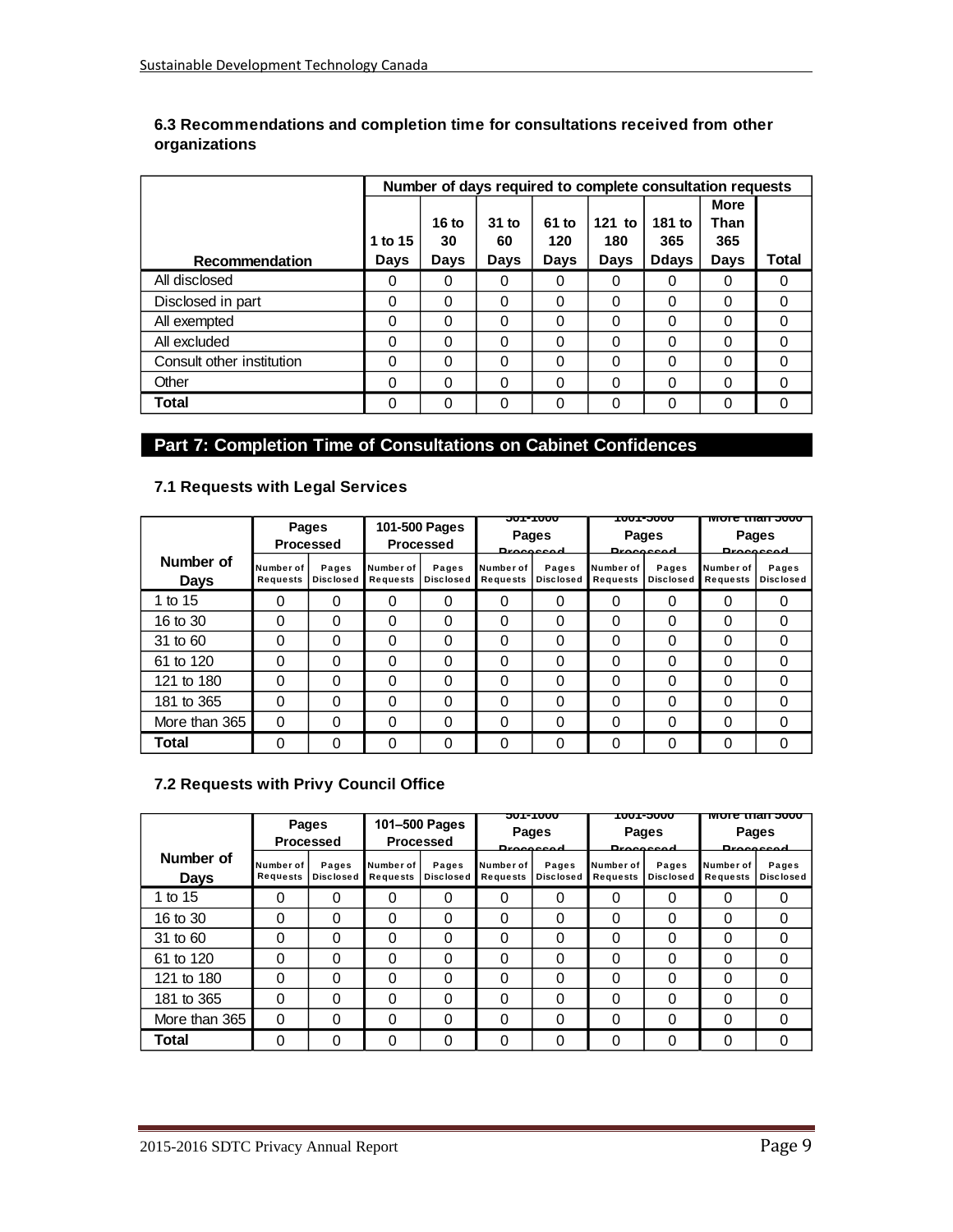### 6.3 Recommendations and completion time for consultations received from other organizations

| Recommendation | Number of days required to complete consultation requests | | | | | | | |
|---|---|---|---|---|---|---|---|---|
| | 1 to 15 Days | 16 to 30 Days | 31 to 60 Days | 61 to 120 Days | 121 to 180 Days | 181 to 365 Ddays | More Than 365 Days | Total |
| All disclosed | 0 | 0 | 0 | 0 | 0 | 0 | 0 | 0 |
| Disclosed in part | 0 | 0 | 0 | 0 | 0 | 0 | 0 | 0 |
| All exempted | 0 | 0 | 0 | 0 | 0 | 0 | 0 | 0 |
| All excluded | 0 | 0 | 0 | 0 | 0 | 0 | 0 | 0 |
| Consult other institution | 0 | 0 | 0 | 0 | 0 | 0 | 0 | 0 |
| Other | 0 | 0 | 0 | 0 | 0 | 0 | 0 | 0 |
| **Total** | 0 | 0 | 0 | 0 | 0 | 0 | 0 | 0 |

## Part 7: Completion Time of Consultations on Cabinet Confidences

### 7.1 Requests with Legal Services

| Number of Days | Pages Processed | | 101-500 Pages Processed | | 501-1000 Pages Processed | | 1001-5000 Pages Processed | | More than 5000 Pages Processed | |
|---|---|---|---|---|---|---|---|---|---|---|
| | Number of Requests | Pages Disclosed | Number of Requests | Pages Disclosed | Number of Requests | Pages Disclosed | Number of Requests | Pages Disclosed | Number of Requests | Pages Disclosed |
| 1 to 15 | 0 | 0 | 0 | 0 | 0 | 0 | 0 | 0 | 0 | 0 |
| 16 to 30 | 0 | 0 | 0 | 0 | 0 | 0 | 0 | 0 | 0 | 0 |
| 31 to 60 | 0 | 0 | 0 | 0 | 0 | 0 | 0 | 0 | 0 | 0 |
| 61 to 120 | 0 | 0 | 0 | 0 | 0 | 0 | 0 | 0 | 0 | 0 |
| 121 to 180 | 0 | 0 | 0 | 0 | 0 | 0 | 0 | 0 | 0 | 0 |
| 181 to 365 | 0 | 0 | 0 | 0 | 0 | 0 | 0 | 0 | 0 | 0 |
| More than 365 | 0 | 0 | 0 | 0 | 0 | 0 | 0 | 0 | 0 | 0 |
| **Total** | 0 | 0 | 0 | 0 | 0 | 0 | 0 | 0 | 0 | 0 |

### 7.2 Requests with Privy Council Office

| Number of Days | Pages Processed | | 101–500 Pages Processed | | 501-1000 Pages Processed | | 1001-5000 Pages Processed | | More than 5000 Pages Processed | |
|---|---|---|---|---|---|---|---|---|---|---|
| | Number of Requests | Pages Disclosed | Number of Requests | Pages Disclosed | Number of Requests | Pages Disclosed | Number of Requests | Pages Disclosed | Number of Requests | Pages Disclosed |
| 1 to 15 | 0 | 0 | 0 | 0 | 0 | 0 | 0 | 0 | 0 | 0 |
| 16 to 30 | 0 | 0 | 0 | 0 | 0 | 0 | 0 | 0 | 0 | 0 |
| 31 to 60 | 0 | 0 | 0 | 0 | 0 | 0 | 0 | 0 | 0 | 0 |
| 61 to 120 | 0 | 0 | 0 | 0 | 0 | 0 | 0 | 0 | 0 | 0 |
| 121 to 180 | 0 | 0 | 0 | 0 | 0 | 0 | 0 | 0 | 0 | 0 |
| 181 to 365 | 0 | 0 | 0 | 0 | 0 | 0 | 0 | 0 | 0 | 0 |
| More than 365 | 0 | 0 | 0 | 0 | 0 | 0 | 0 | 0 | 0 | 0 |
| **Total** | 0 | 0 | 0 | 0 | 0 | 0 | 0 | 0 | 0 | 0 |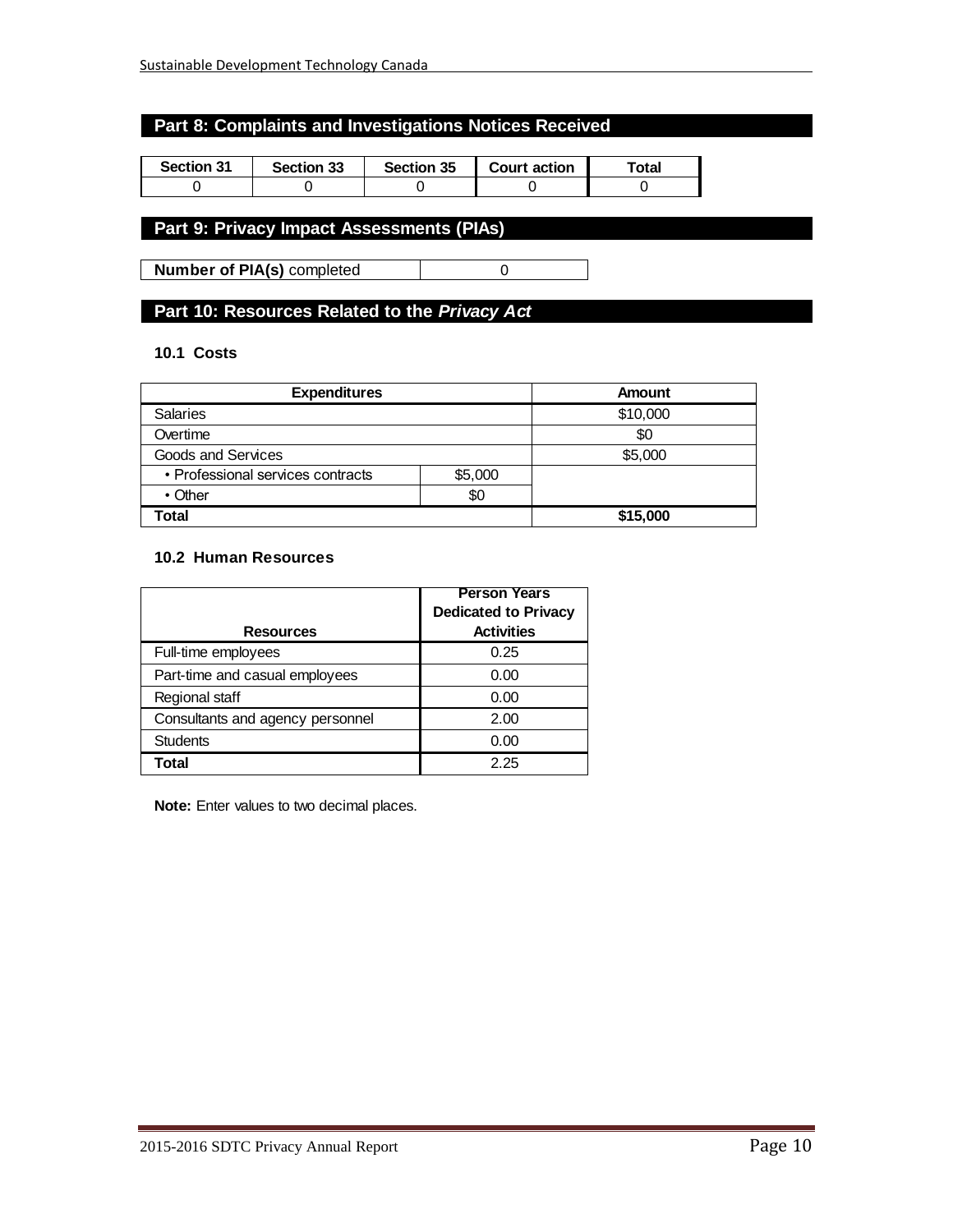## Part 8: Complaints and Investigations Notices Received

| Section 31 | Section 33 | Section 35 | Court action | Total |
|---|---|---|---|---|
| 0 | 0 | 0 | 0 | 0 |

## Part 9: Privacy Impact Assessments (PIAs)

| | |
|---|---|
| **Number of PIA(s)** completed | 0 |

## Part 10: Resources Related to the *Privacy Act*

### 10.1 Costs

| Expenditures | | Amount |
|---|---|---|
| Salaries | | $10,000 |
| Overtime | | $0 |
| Goods and Services | | $5,000 |
| • Professional services contracts | $5,000 | |
| • Other | $0 | |
| **Total** | | **$15,000** |

### 10.2 Human Resources

| Resources | Person Years Dedicated to Privacy Activities |
|---|---|
| Full-time employees | 0.25 |
| Part-time and casual employees | 0.00 |
| Regional staff | 0.00 |
| Consultants and agency personnel | 2.00 |
| Students | 0.00 |
| **Total** | 2.25 |

**Note:** Enter values to two decimal places.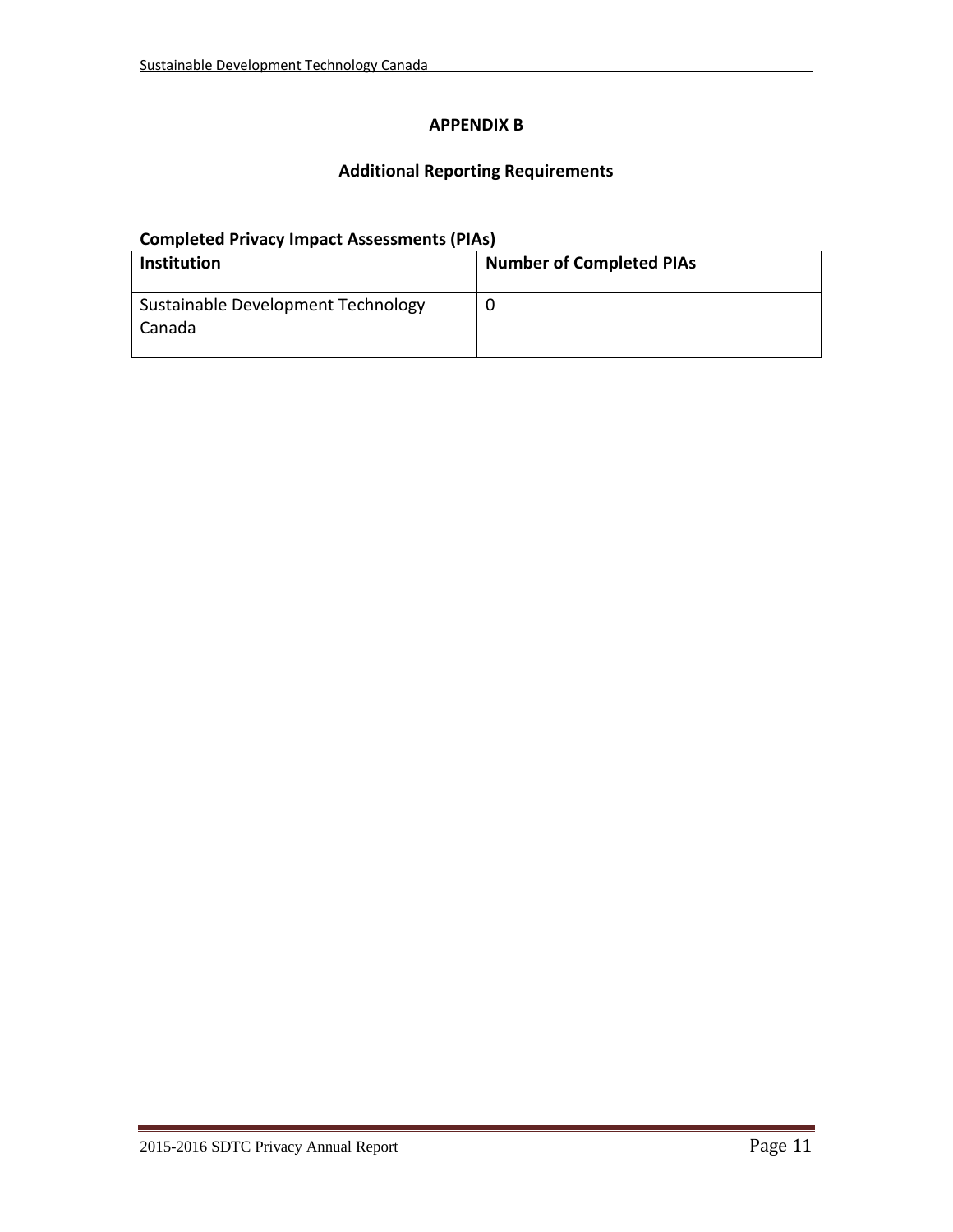# APPENDIX B

## Additional Reporting Requirements

### Completed Privacy Impact Assessments (PIAs)

| Institution | Number of Completed PIAs |
|---|---|
| Sustainable Development Technology Canada | 0 |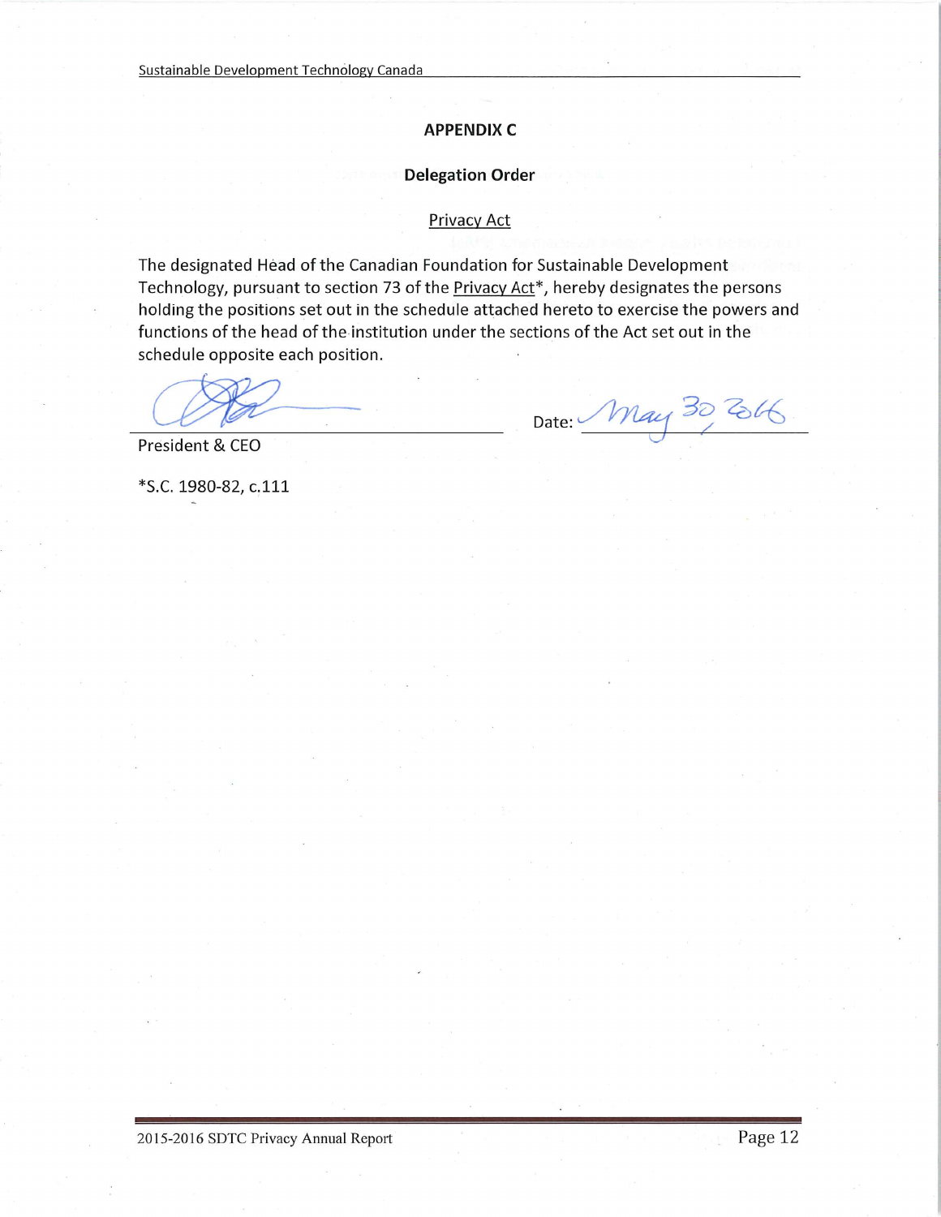## APPENDIX C

### Delegation Order

Privacy Act

The designated Head of the Canadian Foundation for Sustainable Development Technology, pursuant to section 73 of the Privacy Act*, hereby designates the persons holding the positions set out in the schedule attached hereto to exercise the powers and functions of the head of the institution under the sections of the Act set out in the schedule opposite each position.

President & CEO

Date: May 30 2016

*S.C. 1980-82, c.111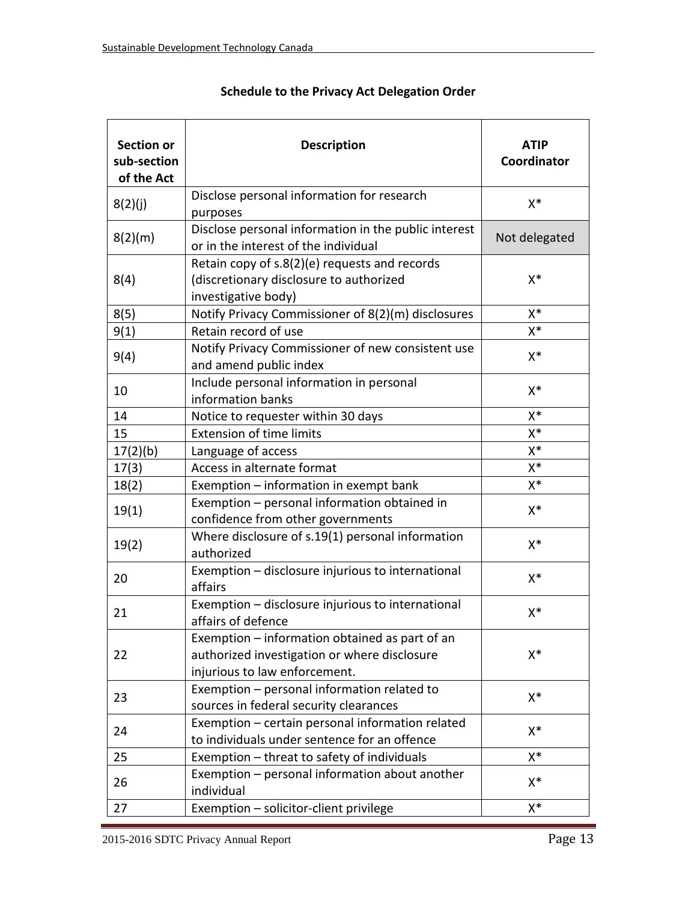## Schedule to the Privacy Act Delegation Order

| Section or sub-section of the Act | Description | ATIP Coordinator |
|---|---|---|
| 8(2)(j) | Disclose personal information for research purposes | X* |
| 8(2)(m) | Disclose personal information in the public interest or in the interest of the individual | Not delegated |
| 8(4) | Retain copy of s.8(2)(e) requests and records (discretionary disclosure to authorized investigative body) | X* |
| 8(5) | Notify Privacy Commissioner of 8(2)(m) disclosures | X* |
| 9(1) | Retain record of use | X* |
| 9(4) | Notify Privacy Commissioner of new consistent use and amend public index | X* |
| 10 | Include personal information in personal information banks | X* |
| 14 | Notice to requester within 30 days | X* |
| 15 | Extension of time limits | X* |
| 17(2)(b) | Language of access | X* |
| 17(3) | Access in alternate format | X* |
| 18(2) | Exemption – information in exempt bank | X* |
| 19(1) | Exemption – personal information obtained in confidence from other governments | X* |
| 19(2) | Where disclosure of s.19(1) personal information authorized | X* |
| 20 | Exemption – disclosure injurious to international affairs | X* |
| 21 | Exemption – disclosure injurious to international affairs of defence | X* |
| 22 | Exemption – information obtained as part of an authorized investigation or where disclosure injurious to law enforcement. | X* |
| 23 | Exemption – personal information related to sources in federal security clearances | X* |
| 24 | Exemption – certain personal information related to individuals under sentence for an offence | X* |
| 25 | Exemption – threat to safety of individuals | X* |
| 26 | Exemption – personal information about another individual | X* |
| 27 | Exemption – solicitor-client privilege | X* |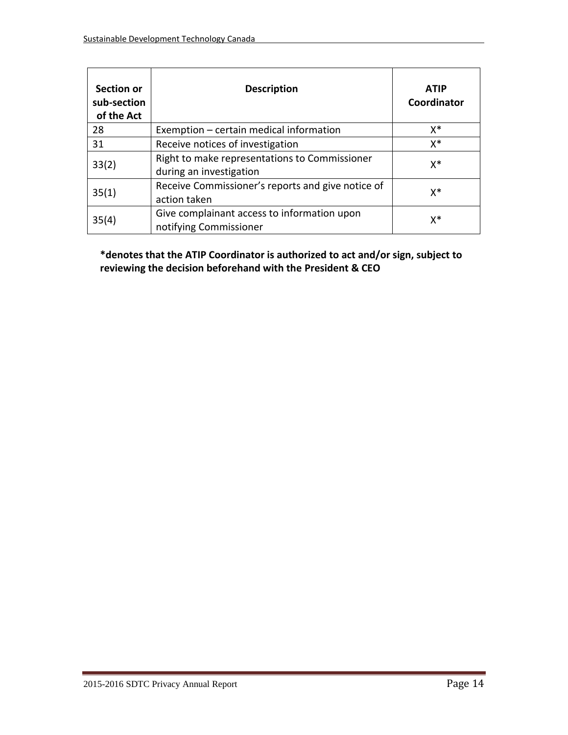| Section or sub-section of the Act | Description | ATIP Coordinator |
|---|---|---|
| 28 | Exemption – certain medical information | X* |
| 31 | Receive notices of investigation | X* |
| 33(2) | Right to make representations to Commissioner during an investigation | X* |
| 35(1) | Receive Commissioner's reports and give notice of action taken | X* |
| 35(4) | Give complainant access to information upon notifying Commissioner | X* |

**\*denotes that the ATIP Coordinator is authorized to act and/or sign, subject to reviewing the decision beforehand with the President & CEO**